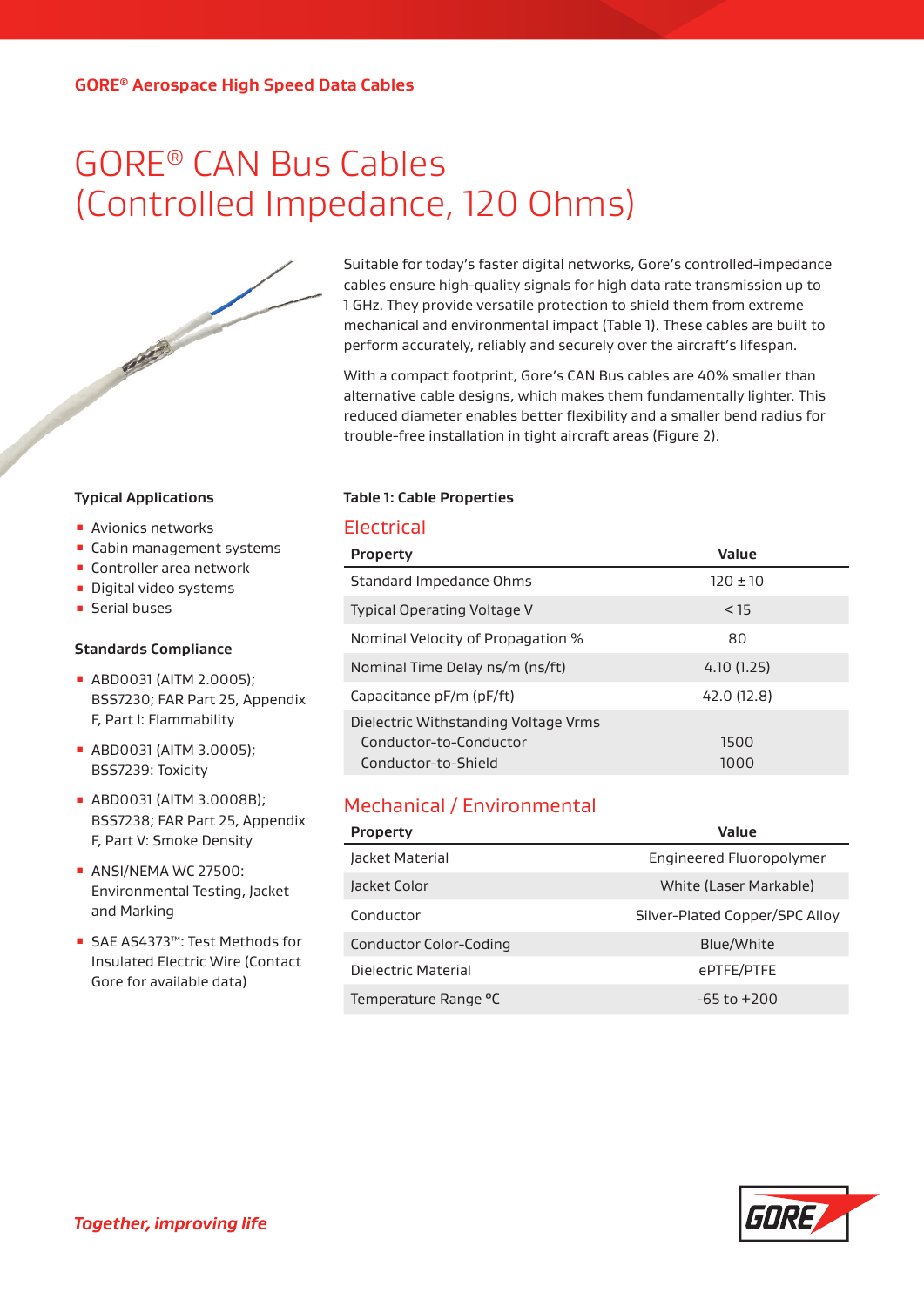GORE® Aerospace High Speed Data Cables

# GORE® CAN Bus Cables (Controlled Impedance, 120 Ohms)

Suitable for today's faster digital networks, Gore's controlled-impedance cables ensure high-quality signals for high data rate transmission up to 1 GHz. They provide versatile protection to shield them from extreme mechanical and environmental impact (Table 1). These cables are built to perform accurately, reliably and securely over the aircraft's lifespan.

With a compact footprint, Gore's CAN Bus cables are 40% smaller than alternative cable designs, which makes them fundamentally lighter. This reduced diameter enables better flexibility and a smaller bend radius for trouble-free installation in tight aircraft areas (Figure 2).

### Typical Applications

- Avionics networks
- Cabin management systems
- Controller area network
- Digital video systems
- Serial buses

### Standards Compliance

- ABD0031 (AITM 2.0005); BSS7230; FAR Part 25, Appendix F, Part I: Flammability
- ABD0031 (AITM 3.0005); BSS7239: Toxicity
- ABD0031 (AITM 3.0008B); BSS7238; FAR Part 25, Appendix F, Part V: Smoke Density
- ANSI/NEMA WC 27500: Environmental Testing, Jacket and Marking
- SAE AS4373™: Test Methods for Insulated Electric Wire (Contact Gore for available data)

### Table 1: Cable Properties

## Electrical

| Property | Value |
|---|---|
| Standard Impedance Ohms | 120 ± 10 |
| Typical Operating Voltage V | < 15 |
| Nominal Velocity of Propagation % | 80 |
| Nominal Time Delay ns/m (ns/ft) | 4.10 (1.25) |
| Capacitance pF/m (pF/ft) | 42.0 (12.8) |
| Dielectric Withstanding Voltage Vrms | |
| Conductor-to-Conductor | 1500 |
| Conductor-to-Shield | 1000 |

## Mechanical / Environmental

| Property | Value |
|---|---|
| Jacket Material | Engineered Fluoropolymer |
| Jacket Color | White (Laser Markable) |
| Conductor | Silver-Plated Copper/SPC Alloy |
| Conductor Color-Coding | Blue/White |
| Dielectric Material | ePTFE/PTFE |
| Temperature Range °C | -65 to +200 |

*Together, improving life*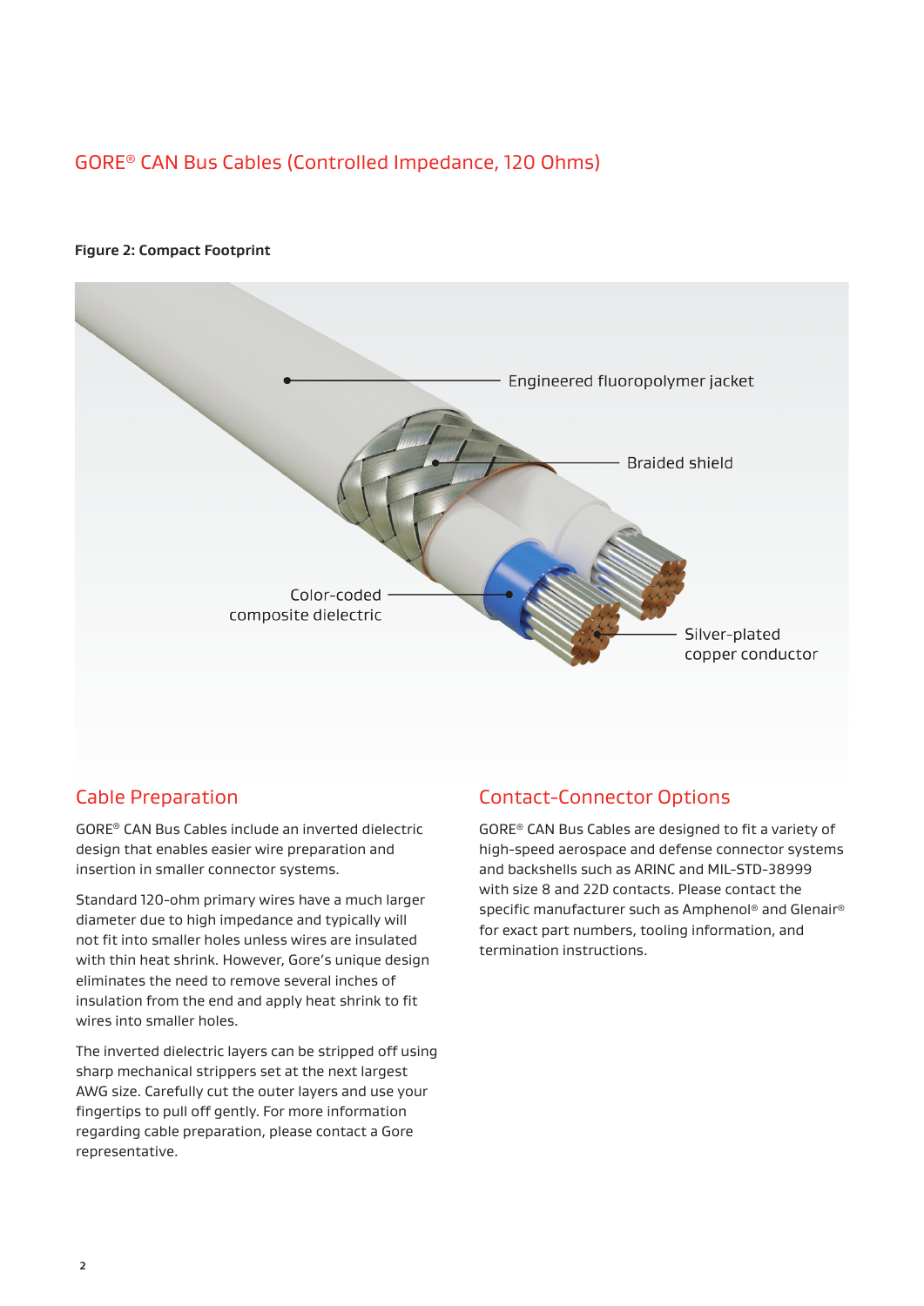## GORE® CAN Bus Cables (Controlled Impedance, 120 Ohms)

**Figure 2: Compact Footprint**

Engineered fluoropolymer jacket

Braided shield

Color-coded composite dielectric

Silver-plated copper conductor

## Cable Preparation

GORE® CAN Bus Cables include an inverted dielectric design that enables easier wire preparation and insertion in smaller connector systems.

Standard 120-ohm primary wires have a much larger diameter due to high impedance and typically will not fit into smaller holes unless wires are insulated with thin heat shrink. However, Gore's unique design eliminates the need to remove several inches of insulation from the end and apply heat shrink to fit wires into smaller holes.

The inverted dielectric layers can be stripped off using sharp mechanical strippers set at the next largest AWG size. Carefully cut the outer layers and use your fingertips to pull off gently. For more information regarding cable preparation, please contact a Gore representative.

## Contact-Connector Options

GORE® CAN Bus Cables are designed to fit a variety of high-speed aerospace and defense connector systems and backshells such as ARINC and MIL-STD-38999 with size 8 and 22D contacts. Please contact the specific manufacturer such as Amphenol® and Glenair® for exact part numbers, tooling information, and termination instructions.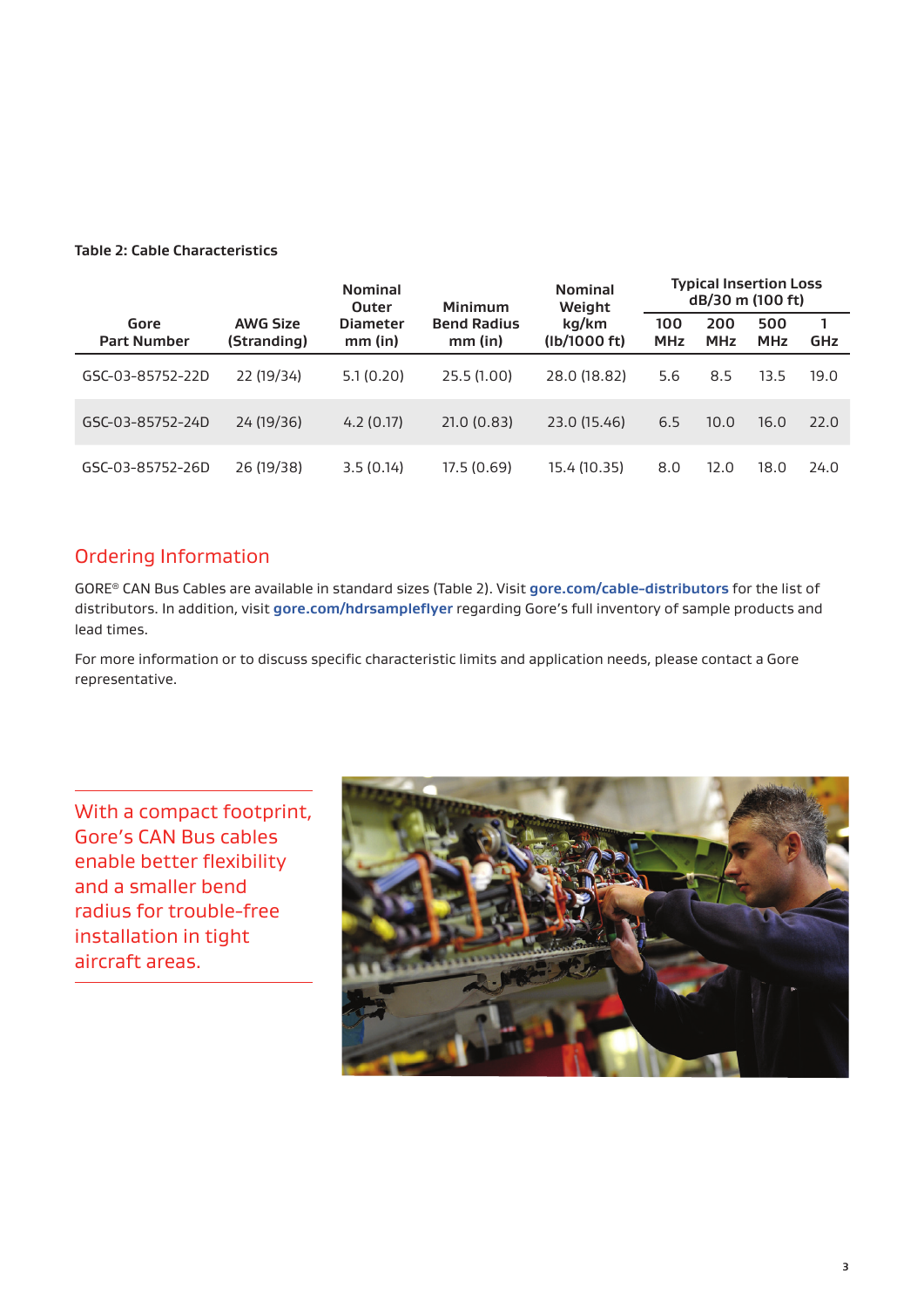**Table 2: Cable Characteristics**

| Gore Part Number | AWG Size (Stranding) | Nominal Outer Diameter mm (in) | Minimum Bend Radius mm (in) | Nominal Weight kg/km (lb/1000 ft) | Typical Insertion Loss dB/30 m (100 ft) | | | |
|---|---|---|---|---|---|---|---|---|
| | | | | | 100 MHz | 200 MHz | 500 MHz | 1 GHz |
| GSC-03-85752-22D | 22 (19/34) | 5.1 (0.20) | 25.5 (1.00) | 28.0 (18.82) | 5.6 | 8.5 | 13.5 | 19.0 |
| GSC-03-85752-24D | 24 (19/36) | 4.2 (0.17) | 21.0 (0.83) | 23.0 (15.46) | 6.5 | 10.0 | 16.0 | 22.0 |
| GSC-03-85752-26D | 26 (19/38) | 3.5 (0.14) | 17.5 (0.69) | 15.4 (10.35) | 8.0 | 12.0 | 18.0 | 24.0 |

## Ordering Information

GORE® CAN Bus Cables are available in standard sizes (Table 2). Visit **gore.com/cable-distributors** for the list of distributors. In addition, visit **gore.com/hdrsampleflyer** regarding Gore's full inventory of sample products and lead times.

For more information or to discuss specific characteristic limits and application needs, please contact a Gore representative.

With a compact footprint, Gore's CAN Bus cables enable better flexibility and a smaller bend radius for trouble-free installation in tight aircraft areas.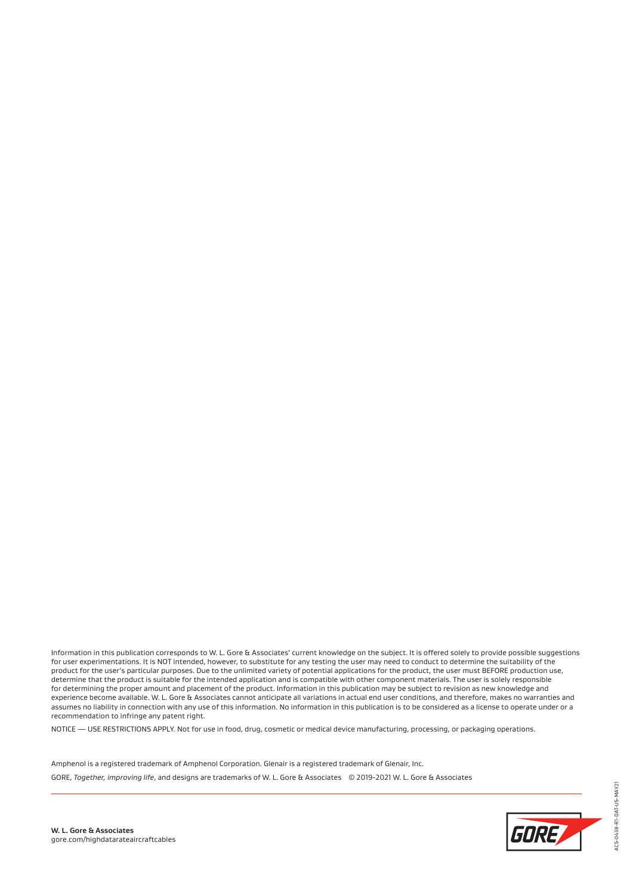Information in this publication corresponds to W. L. Gore & Associates' current knowledge on the subject. It is offered solely to provide possible suggestions for user experimentations. It is NOT intended, however, to substitute for any testing the user may need to conduct to determine the suitability of the product for the user's particular purposes. Due to the unlimited variety of potential applications for the product, the user must BEFORE production use, determine that the product is suitable for the intended application and is compatible with other component materials. The user is solely responsible for determining the proper amount and placement of the product. Information in this publication may be subject to revision as new knowledge and experience become available. W. L. Gore & Associates cannot anticipate all variations in actual end user conditions, and therefore, makes no warranties and assumes no liability in connection with any use of this information. No information in this publication is to be considered as a license to operate under or a recommendation to infringe any patent right.

NOTICE — USE RESTRICTIONS APPLY. Not for use in food, drug, cosmetic or medical device manufacturing, processing, or packaging operations.

Amphenol is a registered trademark of Amphenol Corporation. Glenair is a registered trademark of Glenair, Inc.

GORE, *Together, improving life*, and designs are trademarks of W. L. Gore & Associates © 2019-2021 W. L. Gore & Associates

**W. L. Gore & Associates**
gore.com/highdatarateaircraftcables

ACS-0438-R1-DAT-US-MAY21